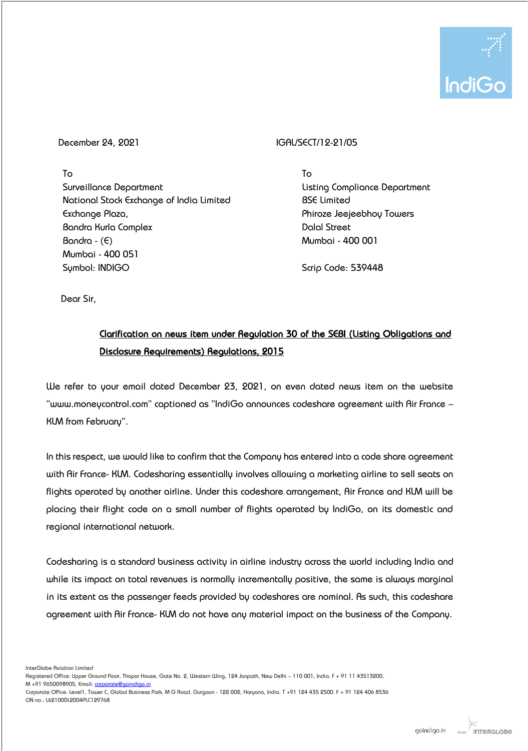December 24, 2021 IGAL/SECT/12-21/05

To
Surveillance Department
National Stock Exchange of India Limited
Exchange Plaza,
Bandra Kurla Complex
Bandra - (E)
Mumbai - 400 051
Symbol: INDIGO

To
Listing Compliance Department
BSE Limited
Phiroze Jeejeebhoy Towers
Dalal Street
Mumbai - 400 001

Scrip Code: 539448

Dear Sir,

**Clarification on news item under Regulation 30 of the SEBI (Listing Obligations and Disclosure Requirements) Regulations, 2015**

We refer to your email dated December 23, 2021, on even dated news item on the website "www.moneycontrol.com" captioned as "IndiGo announces codeshare agreement with Air France – KLM from February".

In this respect, we would like to confirm that the Company has entered into a code share agreement with Air France- KLM. Codesharing essentially involves allowing a marketing airline to sell seats on flights operated by another airline. Under this codeshare arrangement, Air France and KLM will be placing their flight code on a small number of flights operated by IndiGo, on its domestic and regional international network.

Codesharing is a standard business activity in airline industry across the world including India and while its impact on total revenues is normally incrementally positive, the same is always marginal in its extent as the passenger feeds provided by codeshares are nominal. As such, this codeshare agreement with Air France- KLM do not have any material impact on the business of the Company.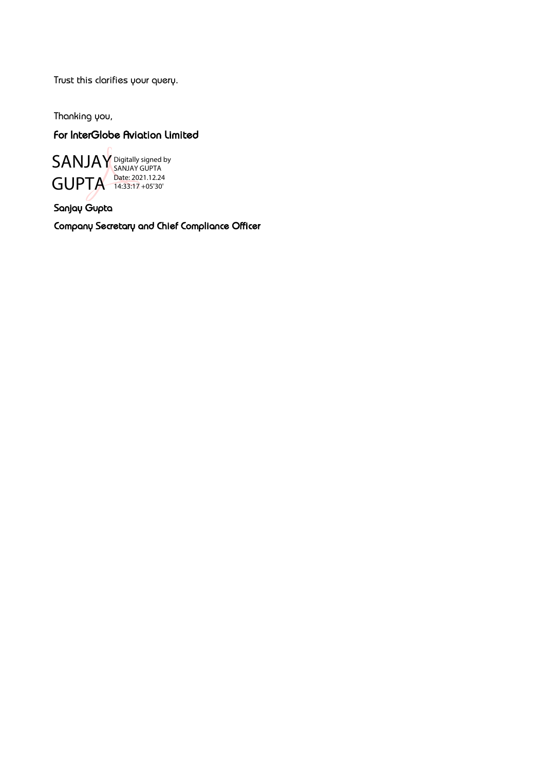Trust this clarifies your query.

Thanking you,

**For InterGlobe Aviation Limited**

SANJAY GUPTA

Digitally signed by SANJAY GUPTA
Date: 2021.12.24 14:33:17 +05'30'

**Sanjay Gupta**

**Company Secretary and Chief Compliance Officer**